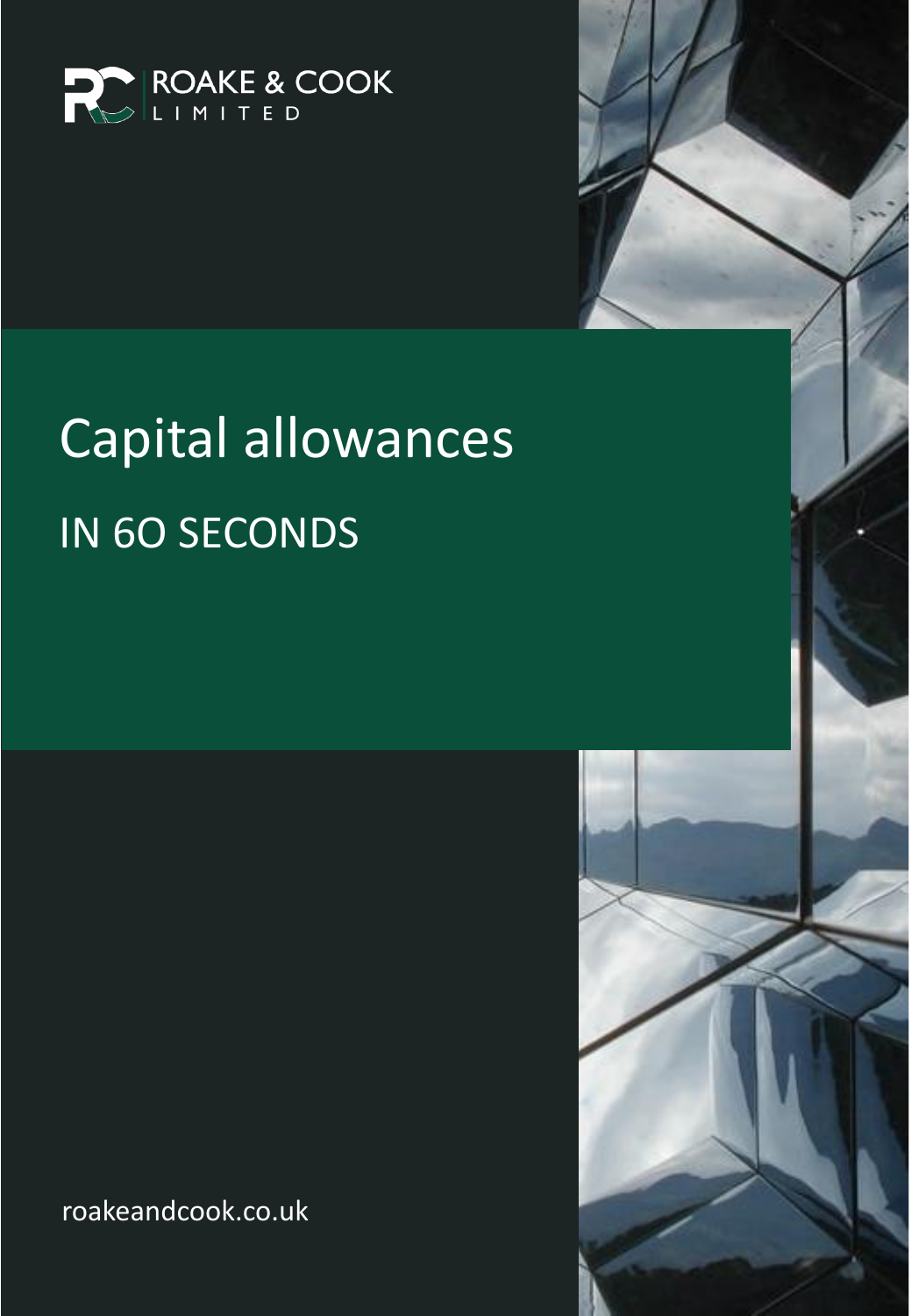ROAKE & COOK LIMITED

# Capital allowances

## IN 6O SECONDS

roakeandcook.co.uk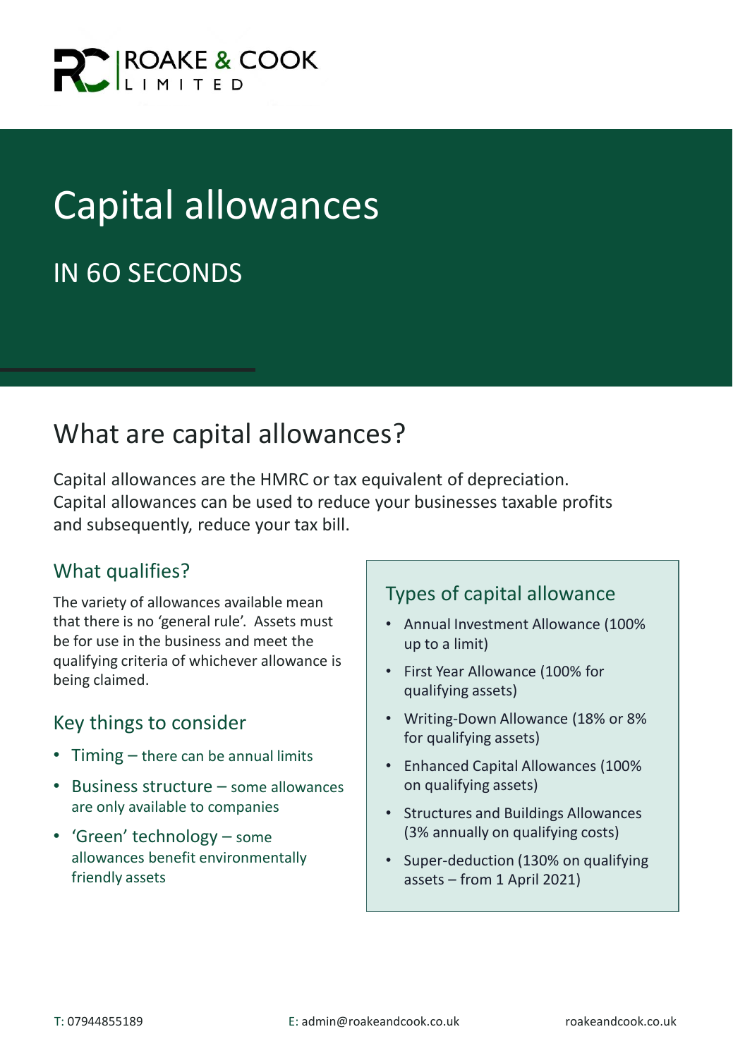ROAKE & COOK
LIMITED

# Capital allowances

## IN 60 SECONDS

## What are capital allowances?

Capital allowances are the HMRC or tax equivalent of depreciation. Capital allowances can be used to reduce your businesses taxable profits and subsequently, reduce your tax bill.

### What qualifies?

The variety of allowances available mean that there is no 'general rule'. Assets must be for use in the business and meet the qualifying criteria of whichever allowance is being claimed.

### Key things to consider

- Timing – there can be annual limits
- Business structure – some allowances are only available to companies
- 'Green' technology – some allowances benefit environmentally friendly assets

### Types of capital allowance

- Annual Investment Allowance (100% up to a limit)
- First Year Allowance (100% for qualifying assets)
- Writing-Down Allowance (18% or 8% for qualifying assets)
- Enhanced Capital Allowances (100% on qualifying assets)
- Structures and Buildings Allowances (3% annually on qualifying costs)
- Super-deduction (130% on qualifying assets – from 1 April 2021)

T: 07944855189 E: admin@roakeandcook.co.uk roakeandcook.co.uk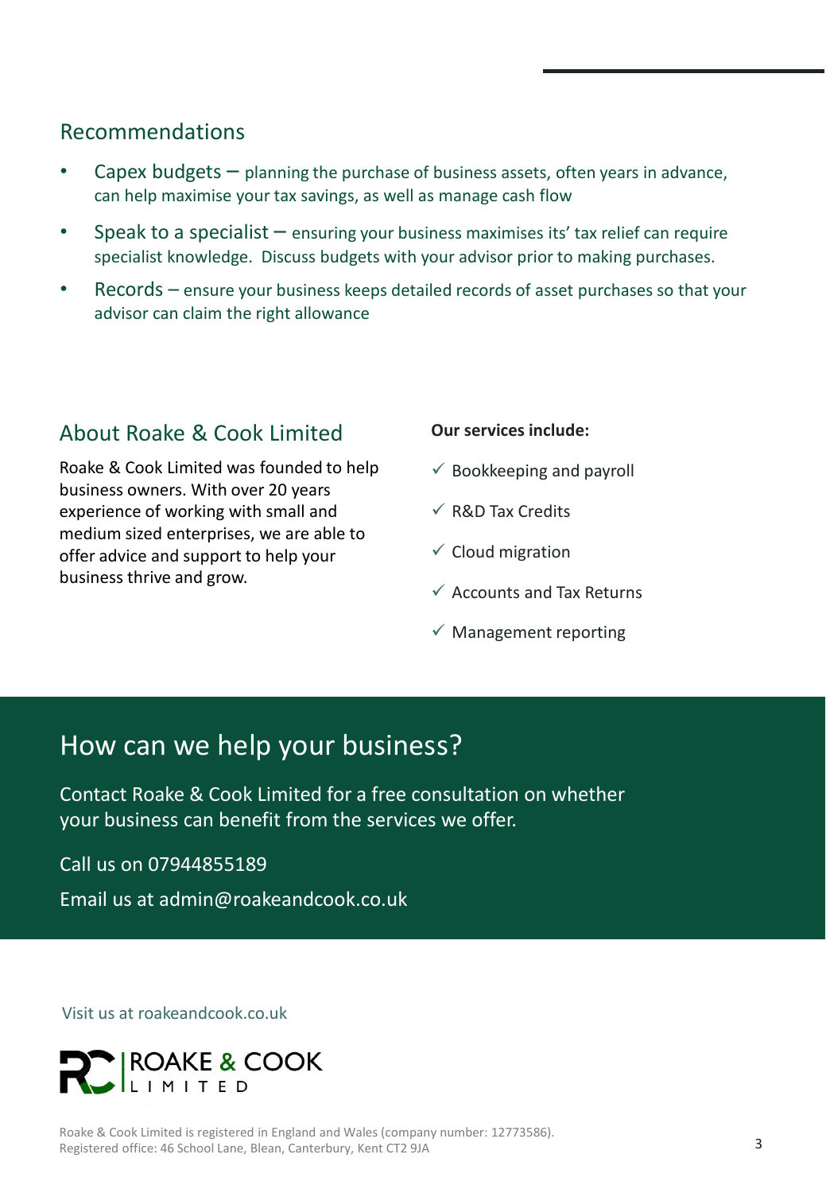## Recommendations

- **Capex budgets –** planning the purchase of business assets, often years in advance, can help maximise your tax savings, as well as manage cash flow
- **Speak to a specialist –** ensuring your business maximises its' tax relief can require specialist knowledge. Discuss budgets with your advisor prior to making purchases.
- **Records –** ensure your business keeps detailed records of asset purchases so that your advisor can claim the right allowance

## About Roake & Cook Limited

Roake & Cook Limited was founded to help business owners. With over 20 years experience of working with small and medium sized enterprises, we are able to offer advice and support to help your business thrive and grow.

**Our services include:**

- ✓ Bookkeeping and payroll
- ✓ R&D Tax Credits
- ✓ Cloud migration
- ✓ Accounts and Tax Returns
- ✓ Management reporting

## How can we help your business?

Contact Roake & Cook Limited for a free consultation on whether your business can benefit from the services we offer.

Call us on 07944855189

Email us at admin@roakeandcook.co.uk

Visit us at roakeandcook.co.uk

ROAKE & COOK LIMITED

Roake & Cook Limited is registered in England and Wales (company number: 12773586).
Registered office: 46 School Lane, Blean, Canterbury, Kent CT2 9JA